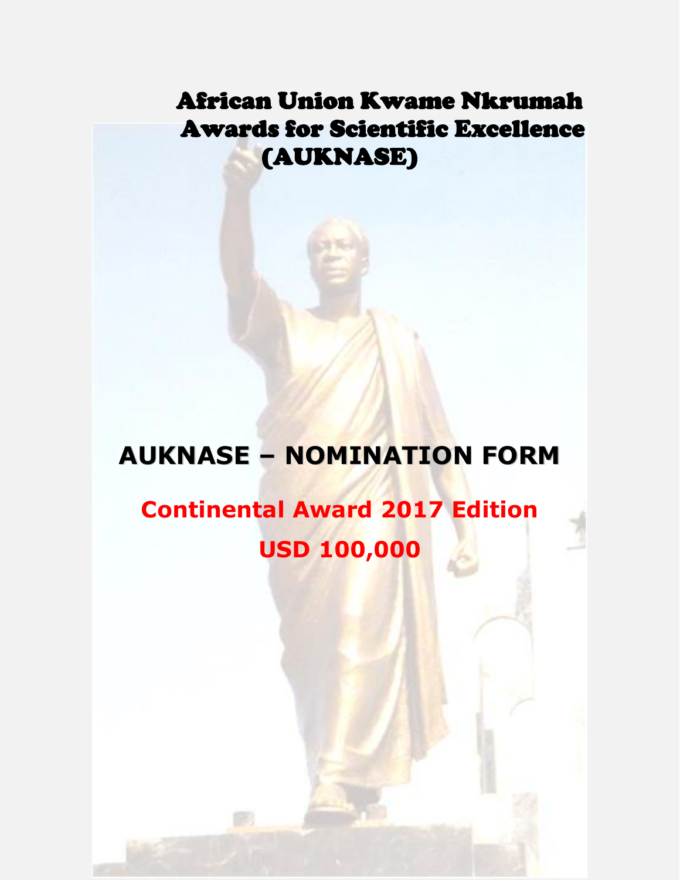# African Union Kwame Nkrumah Awards for Scientific Excellence (AUKNASE)

## AUKNASE – NOMINATION FORM

**Continental Award 2017 Edition**

**USD 100,000**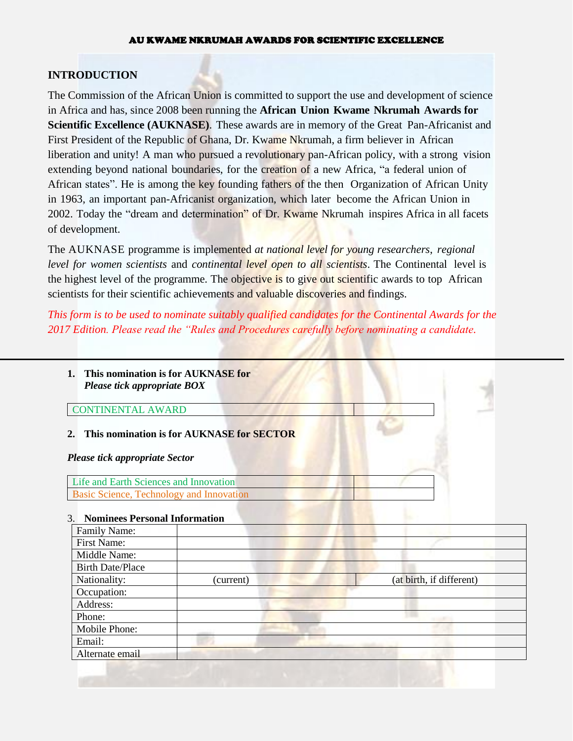AU KWAME NKRUMAH AWARDS FOR SCIENTIFIC EXCELLENCE

## INTRODUCTION

The Commission of the African Union is committed to support the use and development of science in Africa and has, since 2008 been running the **African Union Kwame Nkrumah Awards for Scientific Excellence (AUKNASE)**. These awards are in memory of the Great Pan-Africanist and First President of the Republic of Ghana, Dr. Kwame Nkrumah, a firm believer in African liberation and unity! A man who pursued a revolutionary pan-African policy, with a strong vision extending beyond national boundaries, for the creation of a new Africa, "a federal union of African states". He is among the key founding fathers of the then Organization of African Unity in 1963, an important pan-Africanist organization, which later become the African Union in 2002. Today the "dream and determination" of Dr. Kwame Nkrumah inspires Africa in all facets of development.

The AUKNASE programme is implemented *at national level for young researchers*, *regional level for women scientists* and *continental level open to all scientists*. The Continental level is the highest level of the programme. The objective is to give out scientific awards to top African scientists for their scientific achievements and valuable discoveries and findings.

*This form is to be used to nominate suitably qualified candidates for the Continental Awards for the 2017 Edition. Please read the "Rules and Procedures carefully before nominating a candidate.*

---

1. **This nomination is for AUKNASE for**
   ***Please tick appropriate BOX***

| CONTINENTAL AWARD | |
|---|---|

2. **This nomination is for AUKNASE for SECTOR**

***Please tick appropriate Sector***

| Life and Earth Sciences and Innovation | |
|---|---|
| Basic Science, Technology and Innovation | |

3. **Nominees Personal Information**

| Family Name: | | |
|---|---|---|
| First Name: | | |
| Middle Name: | | |
| Birth Date/Place | | |
| Nationality: | (current) | (at birth, if different) |
| Occupation: | | |
| Address: | | |
| Phone: | | |
| Mobile Phone: | | |
| Email: | | |
| Alternate email | | |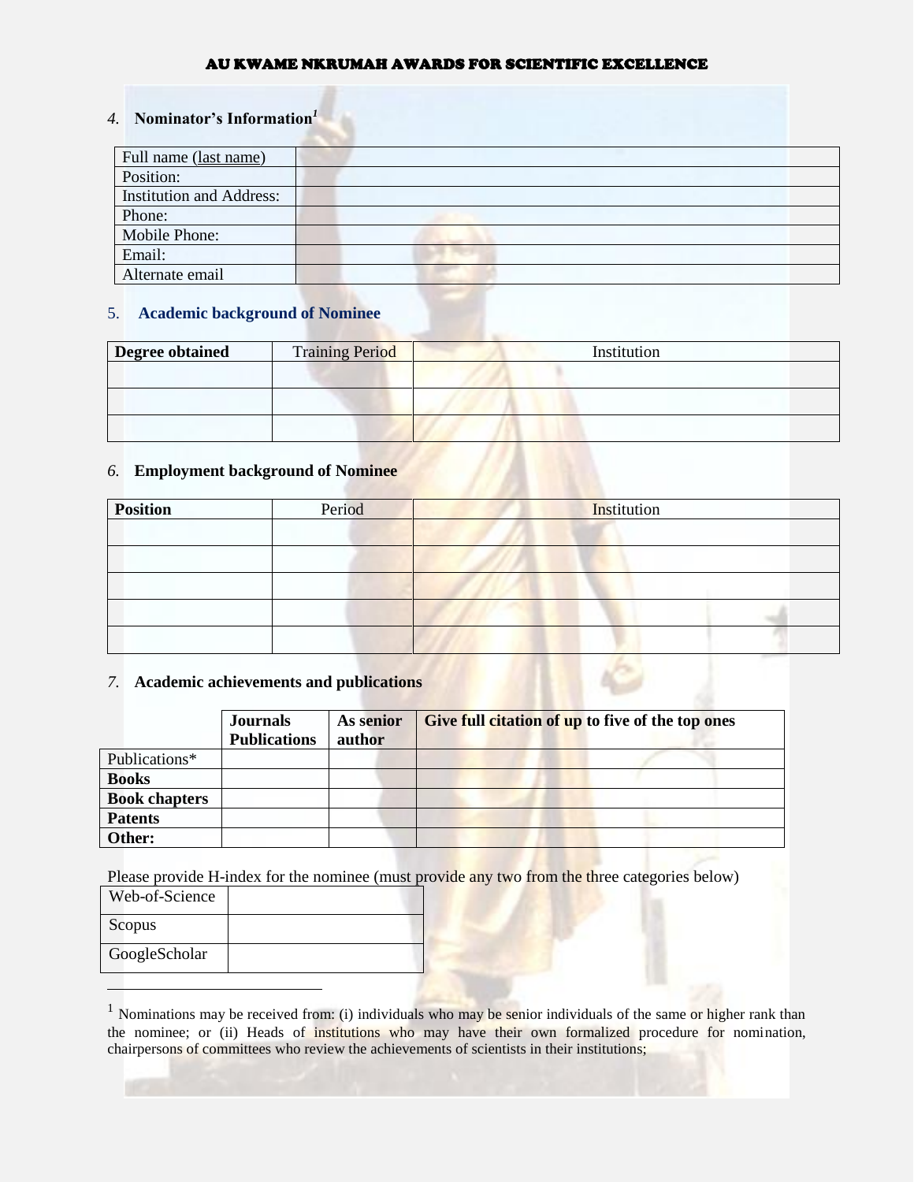AU KWAME NKRUMAH AWARDS FOR SCIENTIFIC EXCELLENCE

## 4. Nominator's Information[1]

| Full name (last name) | |
|---|---|
| Position: | |
| Institution and Address: | |
| Phone: | |
| Mobile Phone: | |
| Email: | |
| Alternate email | |

## 5. Academic background of Nominee

| Degree obtained | Training Period | Institution |
|---|---|---|
| | | |
| | | |
| | | |

## 6. Employment background of Nominee

| Position | Period | Institution |
|---|---|---|
| | | |
| | | |
| | | |
| | | |
| | | |

## 7. Academic achievements and publications

| | Journals Publications | As senior author | Give full citation of up to five of the top ones |
|---|---|---|---|
| Publications* | | | |
| **Books** | | | |
| **Book chapters** | | | |
| **Patents** | | | |
| **Other:** | | | |

Please provide H-index for the nominee (must provide any two from the three categories below)

| Web-of-Science | |
|---|---|
| Scopus | |
| GoogleScholar | |

[1] Nominations may be received from: (i) individuals who may be senior individuals of the same or higher rank than the nominee; or (ii) Heads of institutions who may have their own formalized procedure for nomination, chairpersons of committees who review the achievements of scientists in their institutions;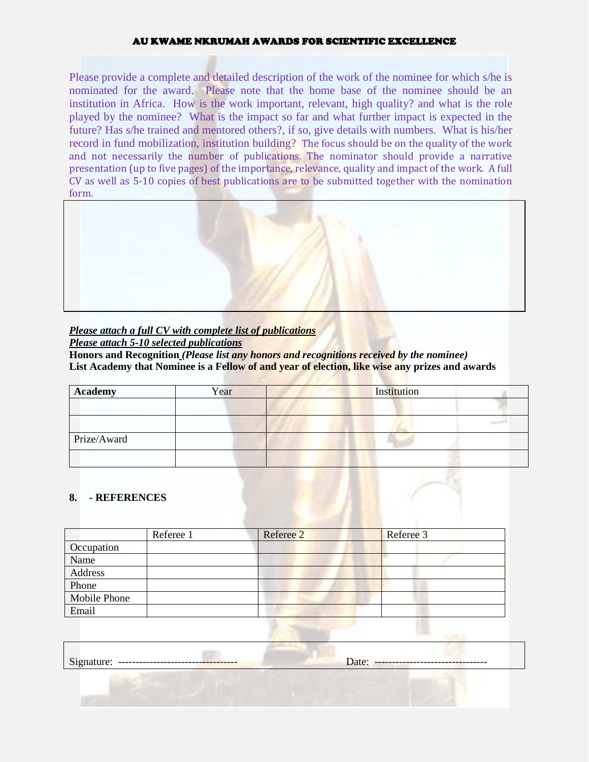AU KWAME NKRUMAH AWARDS FOR SCIENTIFIC EXCELLENCE

Please provide a complete and detailed description of the work of the nominee for which s/he is nominated for the award. Please note that the home base of the nominee should be an institution in Africa. How is the work important, relevant, high quality? and what is the role played by the nominee? What is the impact so far and what further impact is expected in the future? Has s/he trained and mentored others?, if so, give details with numbers. What is his/her record in fund mobilization, institution building? The focus should be on the quality of the work and not necessarily the number of publications. The nominator should provide a narrative presentation (up to five pages) of the importance, relevance, quality and impact of the work. A full CV as well as 5-10 copies of best publications are to be submitted together with the nomination form.

| |
|---|
| |

***<u>Please attach a full CV with complete list of publications</u>***

***<u>Please attach 5-10 selected publications</u>***

**Honors and Recognition** ***(Please list any honors and recognitions received by the nominee)***

**List Academy that Nominee is a Fellow of and year of election, like wise any prizes and awards**

| **Academy** | Year | Institution |
|---|---|---|
| | | |
| | | |
| Prize/Award | | |
| | | |

**8. - REFERENCES**

| | Referee 1 | Referee 2 | Referee 3 |
|---|---|---|---|
| Occupation | | | |
| Name | | | |
| Address | | | |
| Phone | | | |
| Mobile Phone | | | |
| Email | | | |

Signature: ---------------------------------- Date: --------------------------------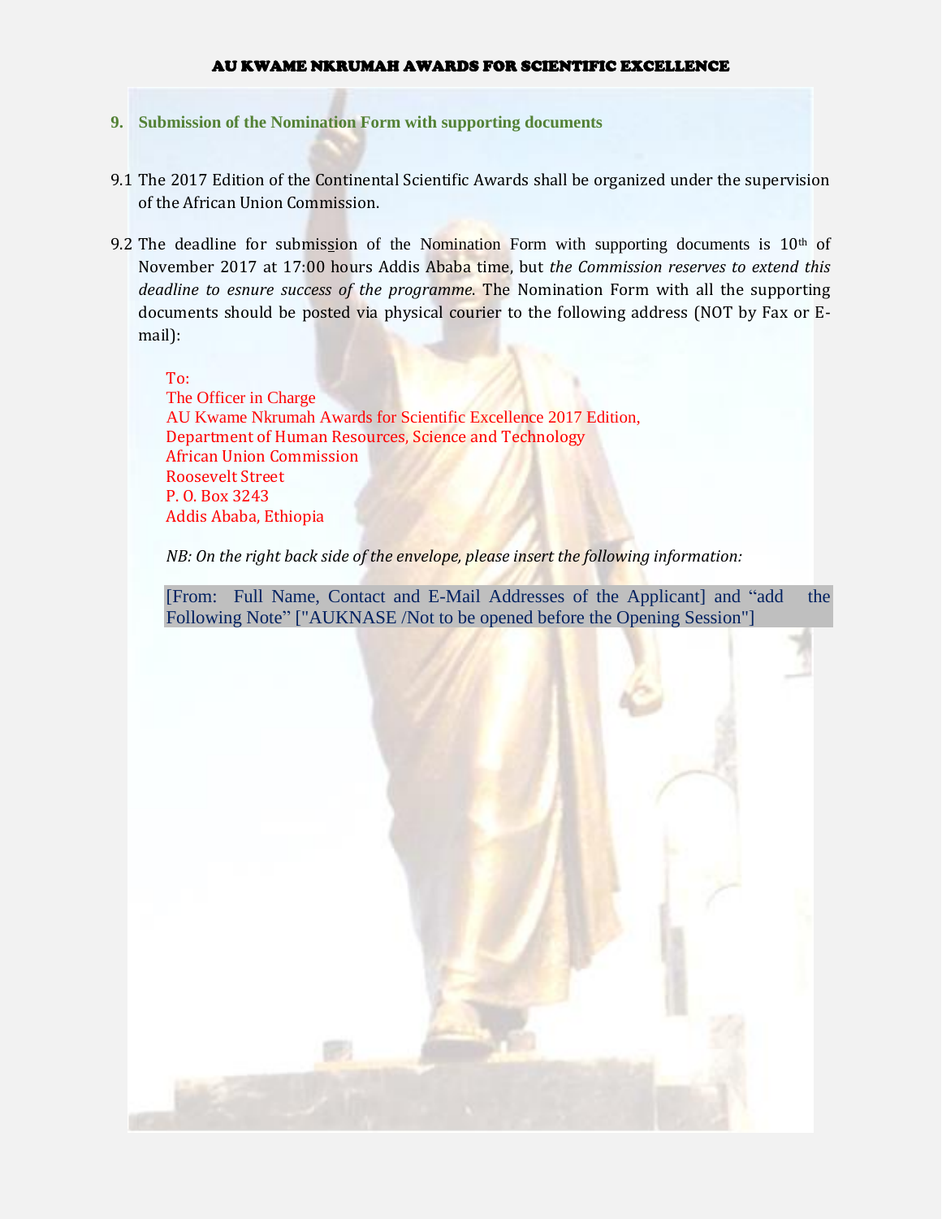## 9. Submission of the Nomination Form with supporting documents

9.1 The 2017 Edition of the Continental Scientific Awards shall be organized under the supervision of the African Union Commission.

9.2 The deadline for submission of the Nomination Form with supporting documents is 10th of November 2017 at 17:00 hours Addis Ababa time, but *the Commission reserves to extend this deadline to esnure success of the programme.* The Nomination Form with all the supporting documents should be posted via physical courier to the following address (NOT by Fax or E-mail):

To:
The Officer in Charge
AU Kwame Nkrumah Awards for Scientific Excellence 2017 Edition,
Department of Human Resources, Science and Technology
African Union Commission
Roosevelt Street
P. O. Box 3243
Addis Ababa, Ethiopia

*NB: On the right back side of the envelope, please insert the following information:*

[From: Full Name, Contact and E-Mail Addresses of the Applicant] and "add the Following Note" ["AUKNASE /Not to be opened before the Opening Session"]